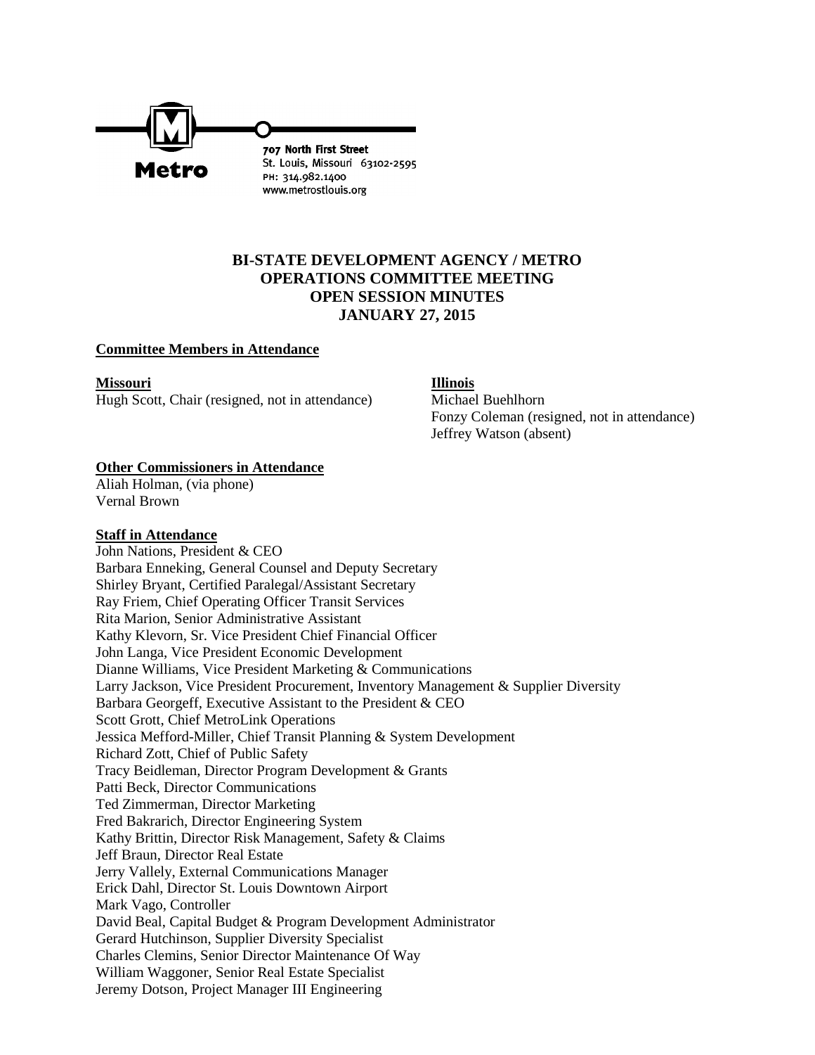Metro

707 North First Street
St. Louis, Missouri 63102-2595
PH: 314.982.1400
www.metrostlouis.org

# BI-STATE DEVELOPMENT AGENCY / METRO
# OPERATIONS COMMITTEE MEETING
# OPEN SESSION MINUTES
# JANUARY 27, 2015

**Committee Members in Attendance**

**Missouri**
Hugh Scott, Chair (resigned, not in attendance)

**Illinois**
Michael Buehlhorn
Fonzy Coleman (resigned, not in attendance)
Jeffrey Watson (absent)

**Other Commissioners in Attendance**
Aliah Holman, (via phone)
Vernal Brown

**Staff in Attendance**
John Nations, President & CEO
Barbara Enneking, General Counsel and Deputy Secretary
Shirley Bryant, Certified Paralegal/Assistant Secretary
Ray Friem, Chief Operating Officer Transit Services
Rita Marion, Senior Administrative Assistant
Kathy Klevorn, Sr. Vice President Chief Financial Officer
John Langa, Vice President Economic Development
Dianne Williams, Vice President Marketing & Communications
Larry Jackson, Vice President Procurement, Inventory Management & Supplier Diversity
Barbara Georgeff, Executive Assistant to the President & CEO
Scott Grott, Chief MetroLink Operations
Jessica Mefford-Miller, Chief Transit Planning & System Development
Richard Zott, Chief of Public Safety
Tracy Beidleman, Director Program Development & Grants
Patti Beck, Director Communications
Ted Zimmerman, Director Marketing
Fred Bakrarich, Director Engineering System
Kathy Brittin, Director Risk Management, Safety & Claims
Jeff Braun, Director Real Estate
Jerry Vallely, External Communications Manager
Erick Dahl, Director St. Louis Downtown Airport
Mark Vago, Controller
David Beal, Capital Budget & Program Development Administrator
Gerard Hutchinson, Supplier Diversity Specialist
Charles Clemins, Senior Director Maintenance Of Way
William Waggoner, Senior Real Estate Specialist
Jeremy Dotson, Project Manager III Engineering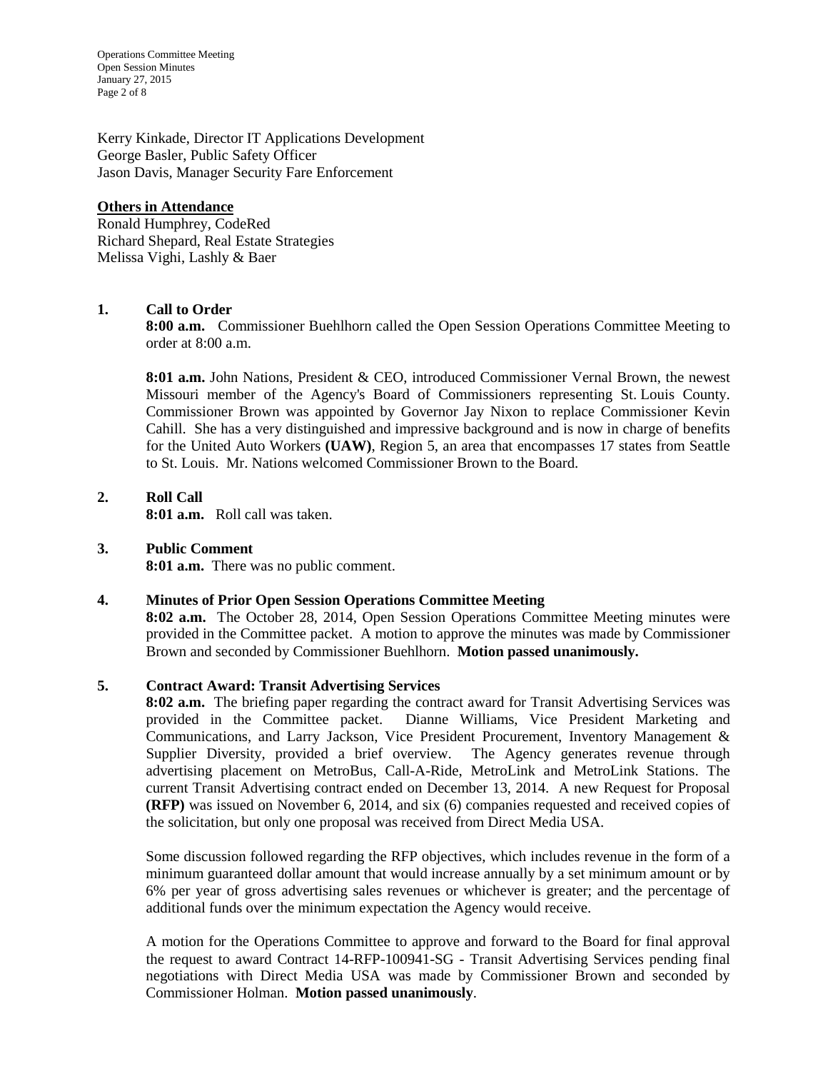Kerry Kinkade, Director IT Applications Development
George Basler, Public Safety Officer
Jason Davis, Manager Security Fare Enforcement

**Others in Attendance**
Ronald Humphrey, CodeRed
Richard Shepard, Real Estate Strategies
Melissa Vighi, Lashly & Baer

**1. Call to Order**

**8:00 a.m.** Commissioner Buehlhorn called the Open Session Operations Committee Meeting to order at 8:00 a.m.

**8:01 a.m.** John Nations, President & CEO, introduced Commissioner Vernal Brown, the newest Missouri member of the Agency's Board of Commissioners representing St. Louis County. Commissioner Brown was appointed by Governor Jay Nixon to replace Commissioner Kevin Cahill. She has a very distinguished and impressive background and is now in charge of benefits for the United Auto Workers **(UAW)**, Region 5, an area that encompasses 17 states from Seattle to St. Louis. Mr. Nations welcomed Commissioner Brown to the Board.

**2. Roll Call**

**8:01 a.m.** Roll call was taken.

**3. Public Comment**

**8:01 a.m.** There was no public comment.

**4. Minutes of Prior Open Session Operations Committee Meeting**

**8:02 a.m.** The October 28, 2014, Open Session Operations Committee Meeting minutes were provided in the Committee packet. A motion to approve the minutes was made by Commissioner Brown and seconded by Commissioner Buehlhorn. **Motion passed unanimously.**

**5. Contract Award: Transit Advertising Services**

**8:02 a.m.** The briefing paper regarding the contract award for Transit Advertising Services was provided in the Committee packet. Dianne Williams, Vice President Marketing and Communications, and Larry Jackson, Vice President Procurement, Inventory Management & Supplier Diversity, provided a brief overview. The Agency generates revenue through advertising placement on MetroBus, Call-A-Ride, MetroLink and MetroLink Stations. The current Transit Advertising contract ended on December 13, 2014. A new Request for Proposal **(RFP)** was issued on November 6, 2014, and six (6) companies requested and received copies of the solicitation, but only one proposal was received from Direct Media USA.

Some discussion followed regarding the RFP objectives, which includes revenue in the form of a minimum guaranteed dollar amount that would increase annually by a set minimum amount or by 6% per year of gross advertising sales revenues or whichever is greater; and the percentage of additional funds over the minimum expectation the Agency would receive.

A motion for the Operations Committee to approve and forward to the Board for final approval the request to award Contract 14-RFP-100941-SG - Transit Advertising Services pending final negotiations with Direct Media USA was made by Commissioner Brown and seconded by Commissioner Holman. **Motion passed unanimously**.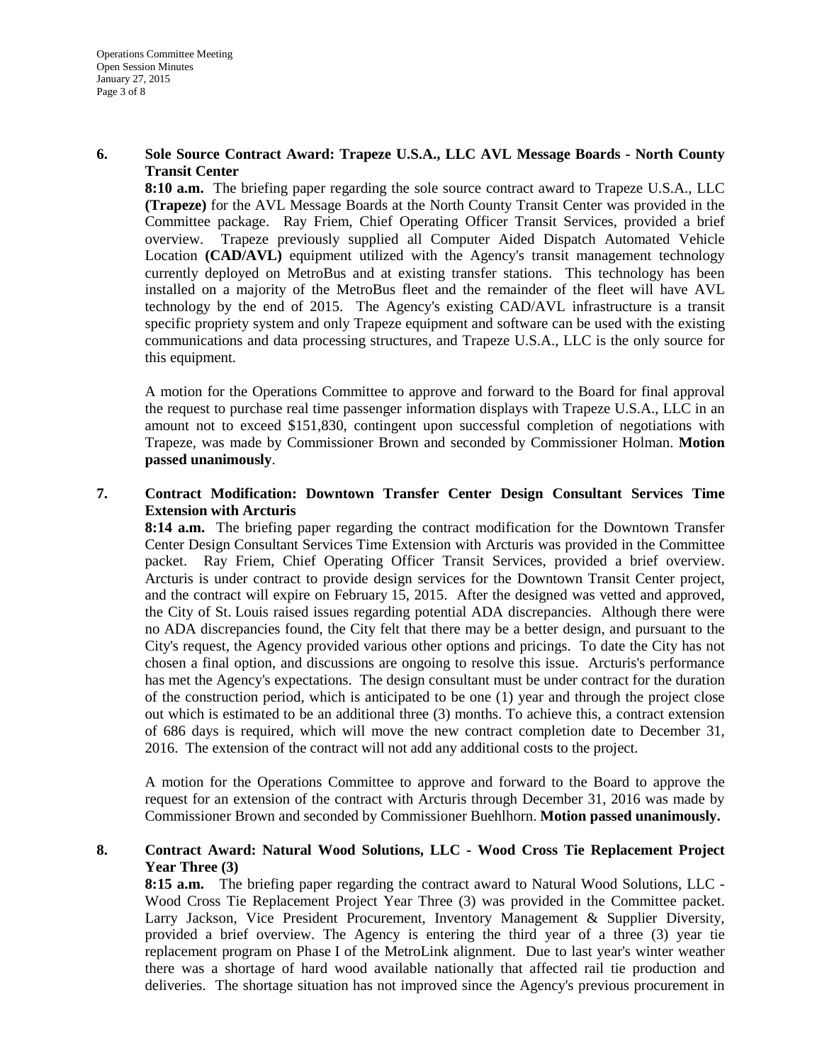**6. Sole Source Contract Award: Trapeze U.S.A., LLC AVL Message Boards - North County Transit Center**

**8:10 a.m.** The briefing paper regarding the sole source contract award to Trapeze U.S.A., LLC **(Trapeze)** for the AVL Message Boards at the North County Transit Center was provided in the Committee package. Ray Friem, Chief Operating Officer Transit Services, provided a brief overview. Trapeze previously supplied all Computer Aided Dispatch Automated Vehicle Location **(CAD/AVL)** equipment utilized with the Agency's transit management technology currently deployed on MetroBus and at existing transfer stations. This technology has been installed on a majority of the MetroBus fleet and the remainder of the fleet will have AVL technology by the end of 2015. The Agency's existing CAD/AVL infrastructure is a transit specific propriety system and only Trapeze equipment and software can be used with the existing communications and data processing structures, and Trapeze U.S.A., LLC is the only source for this equipment.

A motion for the Operations Committee to approve and forward to the Board for final approval the request to purchase real time passenger information displays with Trapeze U.S.A., LLC in an amount not to exceed $151,830, contingent upon successful completion of negotiations with Trapeze, was made by Commissioner Brown and seconded by Commissioner Holman. **Motion passed unanimously**.

**7. Contract Modification: Downtown Transfer Center Design Consultant Services Time Extension with Arcturis**

**8:14 a.m.** The briefing paper regarding the contract modification for the Downtown Transfer Center Design Consultant Services Time Extension with Arcturis was provided in the Committee packet. Ray Friem, Chief Operating Officer Transit Services, provided a brief overview. Arcturis is under contract to provide design services for the Downtown Transit Center project, and the contract will expire on February 15, 2015. After the designed was vetted and approved, the City of St. Louis raised issues regarding potential ADA discrepancies. Although there were no ADA discrepancies found, the City felt that there may be a better design, and pursuant to the City's request, the Agency provided various other options and pricings. To date the City has not chosen a final option, and discussions are ongoing to resolve this issue. Arcturis's performance has met the Agency's expectations. The design consultant must be under contract for the duration of the construction period, which is anticipated to be one (1) year and through the project close out which is estimated to be an additional three (3) months. To achieve this, a contract extension of 686 days is required, which will move the new contract completion date to December 31, 2016. The extension of the contract will not add any additional costs to the project.

A motion for the Operations Committee to approve and forward to the Board to approve the request for an extension of the contract with Arcturis through December 31, 2016 was made by Commissioner Brown and seconded by Commissioner Buehlhorn. **Motion passed unanimously.**

**8. Contract Award: Natural Wood Solutions, LLC - Wood Cross Tie Replacement Project Year Three (3)**

**8:15 a.m.** The briefing paper regarding the contract award to Natural Wood Solutions, LLC - Wood Cross Tie Replacement Project Year Three (3) was provided in the Committee packet. Larry Jackson, Vice President Procurement, Inventory Management & Supplier Diversity, provided a brief overview. The Agency is entering the third year of a three (3) year tie replacement program on Phase I of the MetroLink alignment. Due to last year's winter weather there was a shortage of hard wood available nationally that affected rail tie production and deliveries. The shortage situation has not improved since the Agency's previous procurement in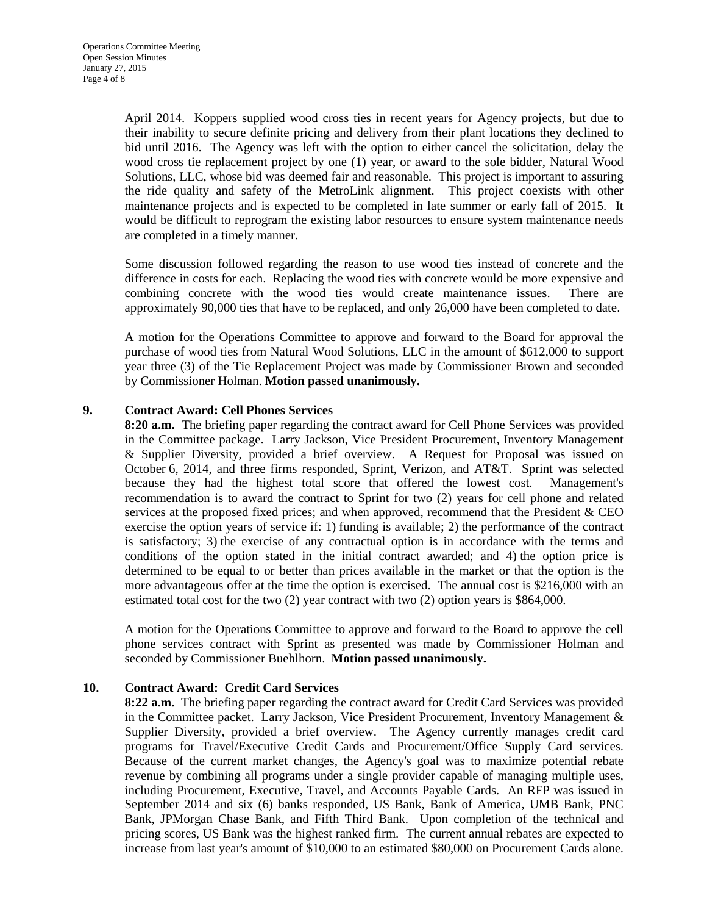April 2014. Koppers supplied wood cross ties in recent years for Agency projects, but due to their inability to secure definite pricing and delivery from their plant locations they declined to bid until 2016. The Agency was left with the option to either cancel the solicitation, delay the wood cross tie replacement project by one (1) year, or award to the sole bidder, Natural Wood Solutions, LLC, whose bid was deemed fair and reasonable. This project is important to assuring the ride quality and safety of the MetroLink alignment. This project coexists with other maintenance projects and is expected to be completed in late summer or early fall of 2015. It would be difficult to reprogram the existing labor resources to ensure system maintenance needs are completed in a timely manner.

Some discussion followed regarding the reason to use wood ties instead of concrete and the difference in costs for each. Replacing the wood ties with concrete would be more expensive and combining concrete with the wood ties would create maintenance issues. There are approximately 90,000 ties that have to be replaced, and only 26,000 have been completed to date.

A motion for the Operations Committee to approve and forward to the Board for approval the purchase of wood ties from Natural Wood Solutions, LLC in the amount of $612,000 to support year three (3) of the Tie Replacement Project was made by Commissioner Brown and seconded by Commissioner Holman. **Motion passed unanimously.**

**9. Contract Award: Cell Phones Services**

**8:20 a.m.** The briefing paper regarding the contract award for Cell Phone Services was provided in the Committee package. Larry Jackson, Vice President Procurement, Inventory Management & Supplier Diversity, provided a brief overview. A Request for Proposal was issued on October 6, 2014, and three firms responded, Sprint, Verizon, and AT&T. Sprint was selected because they had the highest total score that offered the lowest cost. Management's recommendation is to award the contract to Sprint for two (2) years for cell phone and related services at the proposed fixed prices; and when approved, recommend that the President & CEO exercise the option years of service if: 1) funding is available; 2) the performance of the contract is satisfactory; 3) the exercise of any contractual option is in accordance with the terms and conditions of the option stated in the initial contract awarded; and 4) the option price is determined to be equal to or better than prices available in the market or that the option is the more advantageous offer at the time the option is exercised. The annual cost is $216,000 with an estimated total cost for the two (2) year contract with two (2) option years is $864,000.

A motion for the Operations Committee to approve and forward to the Board to approve the cell phone services contract with Sprint as presented was made by Commissioner Holman and seconded by Commissioner Buehlhorn. **Motion passed unanimously.**

**10. Contract Award: Credit Card Services**

**8:22 a.m.** The briefing paper regarding the contract award for Credit Card Services was provided in the Committee packet. Larry Jackson, Vice President Procurement, Inventory Management & Supplier Diversity, provided a brief overview. The Agency currently manages credit card programs for Travel/Executive Credit Cards and Procurement/Office Supply Card services. Because of the current market changes, the Agency's goal was to maximize potential rebate revenue by combining all programs under a single provider capable of managing multiple uses, including Procurement, Executive, Travel, and Accounts Payable Cards. An RFP was issued in September 2014 and six (6) banks responded, US Bank, Bank of America, UMB Bank, PNC Bank, JPMorgan Chase Bank, and Fifth Third Bank. Upon completion of the technical and pricing scores, US Bank was the highest ranked firm. The current annual rebates are expected to increase from last year's amount of $10,000 to an estimated $80,000 on Procurement Cards alone.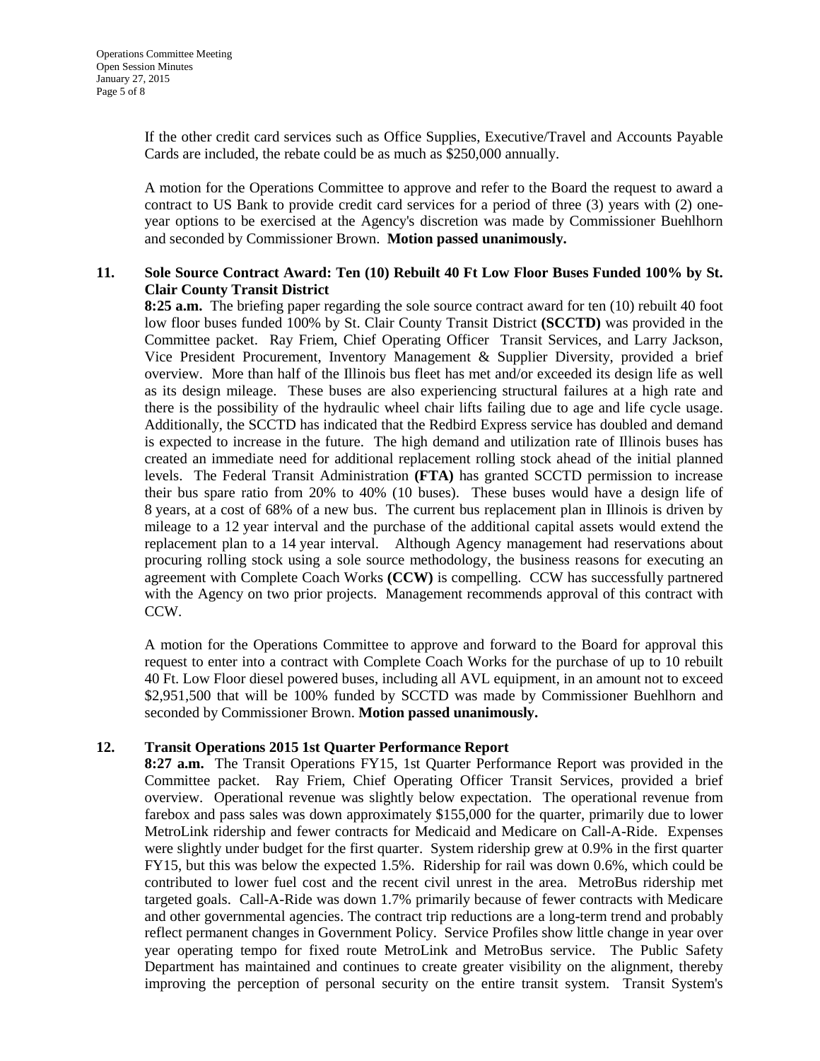If the other credit card services such as Office Supplies, Executive/Travel and Accounts Payable Cards are included, the rebate could be as much as $250,000 annually.

A motion for the Operations Committee to approve and refer to the Board the request to award a contract to US Bank to provide credit card services for a period of three (3) years with (2) one-year options to be exercised at the Agency's discretion was made by Commissioner Buehlhorn and seconded by Commissioner Brown. **Motion passed unanimously.**

**11. Sole Source Contract Award: Ten (10) Rebuilt 40 Ft Low Floor Buses Funded 100% by St. Clair County Transit District**

**8:25 a.m.** The briefing paper regarding the sole source contract award for ten (10) rebuilt 40 foot low floor buses funded 100% by St. Clair County Transit District **(SCCTD)** was provided in the Committee packet. Ray Friem, Chief Operating Officer Transit Services, and Larry Jackson, Vice President Procurement, Inventory Management & Supplier Diversity, provided a brief overview. More than half of the Illinois bus fleet has met and/or exceeded its design life as well as its design mileage. These buses are also experiencing structural failures at a high rate and there is the possibility of the hydraulic wheel chair lifts failing due to age and life cycle usage. Additionally, the SCCTD has indicated that the Redbird Express service has doubled and demand is expected to increase in the future. The high demand and utilization rate of Illinois buses has created an immediate need for additional replacement rolling stock ahead of the initial planned levels. The Federal Transit Administration **(FTA)** has granted SCCTD permission to increase their bus spare ratio from 20% to 40% (10 buses). These buses would have a design life of 8 years, at a cost of 68% of a new bus. The current bus replacement plan in Illinois is driven by mileage to a 12 year interval and the purchase of the additional capital assets would extend the replacement plan to a 14 year interval. Although Agency management had reservations about procuring rolling stock using a sole source methodology, the business reasons for executing an agreement with Complete Coach Works **(CCW)** is compelling. CCW has successfully partnered with the Agency on two prior projects. Management recommends approval of this contract with CCW.

A motion for the Operations Committee to approve and forward to the Board for approval this request to enter into a contract with Complete Coach Works for the purchase of up to 10 rebuilt 40 Ft. Low Floor diesel powered buses, including all AVL equipment, in an amount not to exceed $2,951,500 that will be 100% funded by SCCTD was made by Commissioner Buehlhorn and seconded by Commissioner Brown. **Motion passed unanimously.**

**12. Transit Operations 2015 1st Quarter Performance Report**

**8:27 a.m.** The Transit Operations FY15, 1st Quarter Performance Report was provided in the Committee packet. Ray Friem, Chief Operating Officer Transit Services, provided a brief overview. Operational revenue was slightly below expectation. The operational revenue from farebox and pass sales was down approximately $155,000 for the quarter, primarily due to lower MetroLink ridership and fewer contracts for Medicaid and Medicare on Call-A-Ride. Expenses were slightly under budget for the first quarter. System ridership grew at 0.9% in the first quarter FY15, but this was below the expected 1.5%. Ridership for rail was down 0.6%, which could be contributed to lower fuel cost and the recent civil unrest in the area. MetroBus ridership met targeted goals. Call-A-Ride was down 1.7% primarily because of fewer contracts with Medicare and other governmental agencies. The contract trip reductions are a long-term trend and probably reflect permanent changes in Government Policy. Service Profiles show little change in year over year operating tempo for fixed route MetroLink and MetroBus service. The Public Safety Department has maintained and continues to create greater visibility on the alignment, thereby improving the perception of personal security on the entire transit system. Transit System's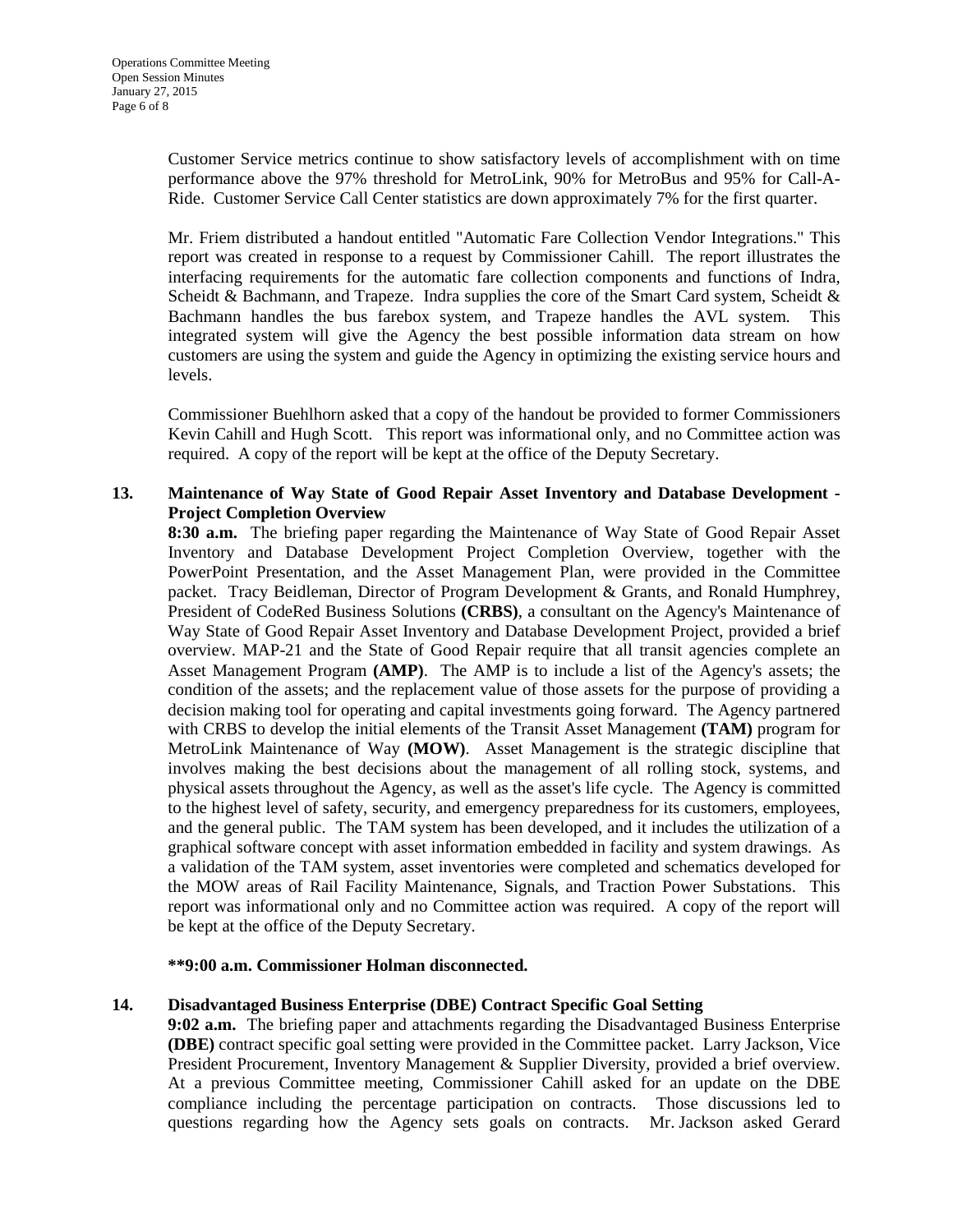Customer Service metrics continue to show satisfactory levels of accomplishment with on time performance above the 97% threshold for MetroLink, 90% for MetroBus and 95% for Call-A-Ride. Customer Service Call Center statistics are down approximately 7% for the first quarter.

Mr. Friem distributed a handout entitled "Automatic Fare Collection Vendor Integrations." This report was created in response to a request by Commissioner Cahill. The report illustrates the interfacing requirements for the automatic fare collection components and functions of Indra, Scheidt & Bachmann, and Trapeze. Indra supplies the core of the Smart Card system, Scheidt & Bachmann handles the bus farebox system, and Trapeze handles the AVL system. This integrated system will give the Agency the best possible information data stream on how customers are using the system and guide the Agency in optimizing the existing service hours and levels.

Commissioner Buehlhorn asked that a copy of the handout be provided to former Commissioners Kevin Cahill and Hugh Scott. This report was informational only, and no Committee action was required. A copy of the report will be kept at the office of the Deputy Secretary.

**13. Maintenance of Way State of Good Repair Asset Inventory and Database Development - Project Completion Overview**

**8:30 a.m.** The briefing paper regarding the Maintenance of Way State of Good Repair Asset Inventory and Database Development Project Completion Overview, together with the PowerPoint Presentation, and the Asset Management Plan, were provided in the Committee packet. Tracy Beidleman, Director of Program Development & Grants, and Ronald Humphrey, President of CodeRed Business Solutions **(CRBS)**, a consultant on the Agency's Maintenance of Way State of Good Repair Asset Inventory and Database Development Project, provided a brief overview. MAP-21 and the State of Good Repair require that all transit agencies complete an Asset Management Program **(AMP)**. The AMP is to include a list of the Agency's assets; the condition of the assets; and the replacement value of those assets for the purpose of providing a decision making tool for operating and capital investments going forward. The Agency partnered with CRBS to develop the initial elements of the Transit Asset Management **(TAM)** program for MetroLink Maintenance of Way **(MOW)**. Asset Management is the strategic discipline that involves making the best decisions about the management of all rolling stock, systems, and physical assets throughout the Agency, as well as the asset's life cycle. The Agency is committed to the highest level of safety, security, and emergency preparedness for its customers, employees, and the general public. The TAM system has been developed, and it includes the utilization of a graphical software concept with asset information embedded in facility and system drawings. As a validation of the TAM system, asset inventories were completed and schematics developed for the MOW areas of Rail Facility Maintenance, Signals, and Traction Power Substations. This report was informational only and no Committee action was required. A copy of the report will be kept at the office of the Deputy Secretary.

**\*\*9:00 a.m. Commissioner Holman disconnected.**

**14. Disadvantaged Business Enterprise (DBE) Contract Specific Goal Setting**

**9:02 a.m.** The briefing paper and attachments regarding the Disadvantaged Business Enterprise **(DBE)** contract specific goal setting were provided in the Committee packet. Larry Jackson, Vice President Procurement, Inventory Management & Supplier Diversity, provided a brief overview. At a previous Committee meeting, Commissioner Cahill asked for an update on the DBE compliance including the percentage participation on contracts. Those discussions led to questions regarding how the Agency sets goals on contracts. Mr. Jackson asked Gerard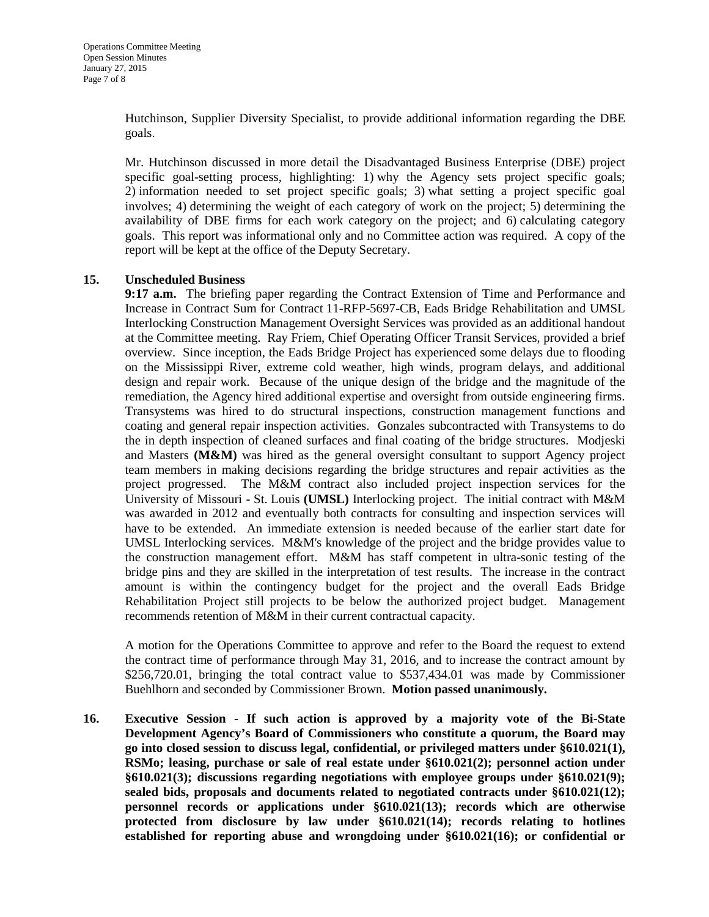Hutchinson, Supplier Diversity Specialist, to provide additional information regarding the DBE goals.

Mr. Hutchinson discussed in more detail the Disadvantaged Business Enterprise (DBE) project specific goal-setting process, highlighting: 1) why the Agency sets project specific goals; 2) information needed to set project specific goals; 3) what setting a project specific goal involves; 4) determining the weight of each category of work on the project; 5) determining the availability of DBE firms for each work category on the project; and 6) calculating category goals. This report was informational only and no Committee action was required. A copy of the report will be kept at the office of the Deputy Secretary.

**15. Unscheduled Business**

**9:17 a.m.** The briefing paper regarding the Contract Extension of Time and Performance and Increase in Contract Sum for Contract 11-RFP-5697-CB, Eads Bridge Rehabilitation and UMSL Interlocking Construction Management Oversight Services was provided as an additional handout at the Committee meeting. Ray Friem, Chief Operating Officer Transit Services, provided a brief overview. Since inception, the Eads Bridge Project has experienced some delays due to flooding on the Mississippi River, extreme cold weather, high winds, program delays, and additional design and repair work. Because of the unique design of the bridge and the magnitude of the remediation, the Agency hired additional expertise and oversight from outside engineering firms. Transystems was hired to do structural inspections, construction management functions and coating and general repair inspection activities. Gonzales subcontracted with Transystems to do the in depth inspection of cleaned surfaces and final coating of the bridge structures. Modjeski and Masters **(M&M)** was hired as the general oversight consultant to support Agency project team members in making decisions regarding the bridge structures and repair activities as the project progressed. The M&M contract also included project inspection services for the University of Missouri - St. Louis **(UMSL)** Interlocking project. The initial contract with M&M was awarded in 2012 and eventually both contracts for consulting and inspection services will have to be extended. An immediate extension is needed because of the earlier start date for UMSL Interlocking services. M&M's knowledge of the project and the bridge provides value to the construction management effort. M&M has staff competent in ultra-sonic testing of the bridge pins and they are skilled in the interpretation of test results. The increase in the contract amount is within the contingency budget for the project and the overall Eads Bridge Rehabilitation Project still projects to be below the authorized project budget. Management recommends retention of M&M in their current contractual capacity.

A motion for the Operations Committee to approve and refer to the Board the request to extend the contract time of performance through May 31, 2016, and to increase the contract amount by $256,720.01, bringing the total contract value to $537,434.01 was made by Commissioner Buehlhorn and seconded by Commissioner Brown. **Motion passed unanimously.**

**16. Executive Session - If such action is approved by a majority vote of the Bi-State Development Agency's Board of Commissioners who constitute a quorum, the Board may go into closed session to discuss legal, confidential, or privileged matters under §610.021(1), RSMo; leasing, purchase or sale of real estate under §610.021(2); personnel action under §610.021(3); discussions regarding negotiations with employee groups under §610.021(9); sealed bids, proposals and documents related to negotiated contracts under §610.021(12); personnel records or applications under §610.021(13); records which are otherwise protected from disclosure by law under §610.021(14); records relating to hotlines established for reporting abuse and wrongdoing under §610.021(16); or confidential or**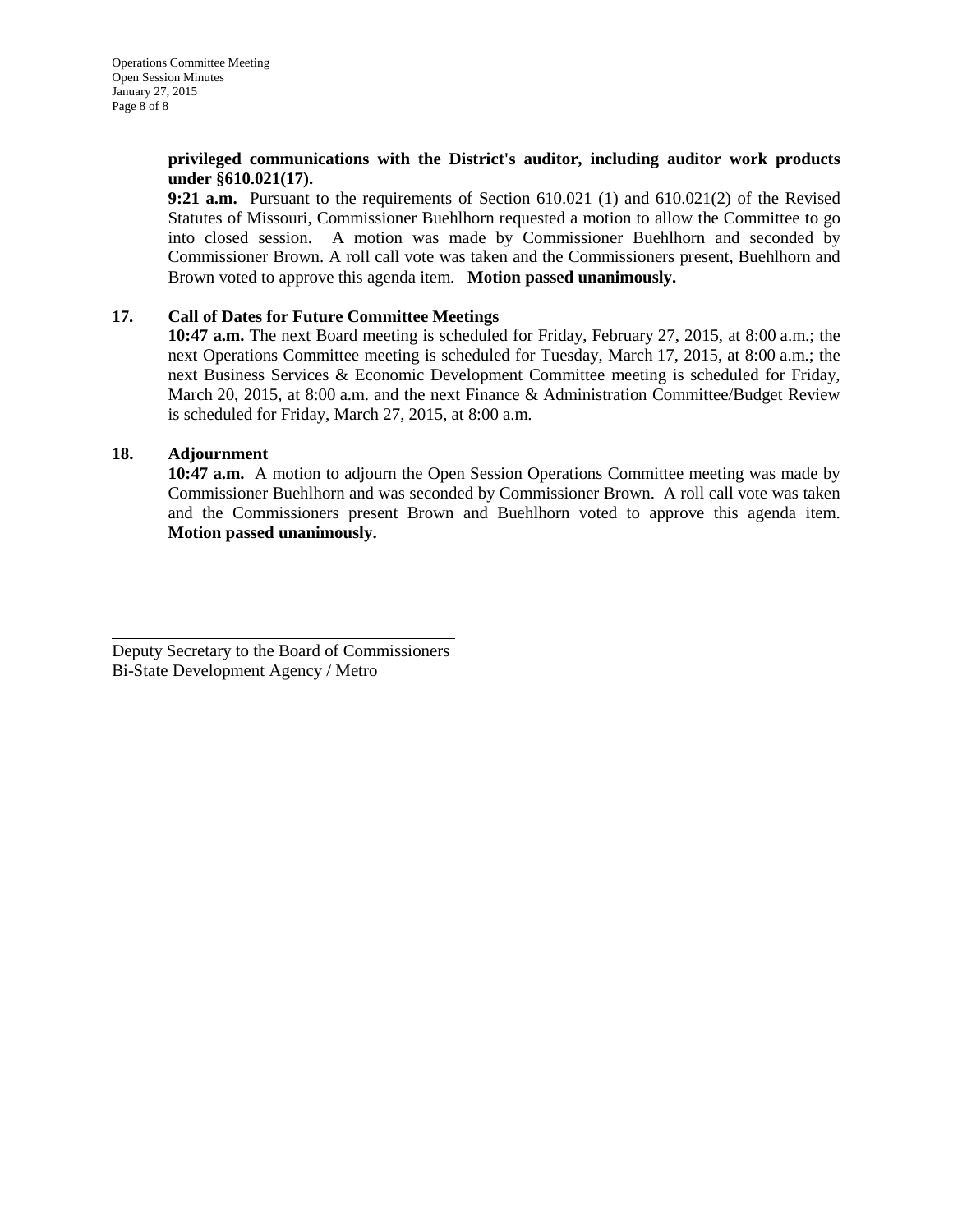**privileged communications with the District's auditor, including auditor work products under §610.021(17).**

**9:21 a.m.** Pursuant to the requirements of Section 610.021 (1) and 610.021(2) of the Revised Statutes of Missouri, Commissioner Buehlhorn requested a motion to allow the Committee to go into closed session. A motion was made by Commissioner Buehlhorn and seconded by Commissioner Brown. A roll call vote was taken and the Commissioners present, Buehlhorn and Brown voted to approve this agenda item. **Motion passed unanimously.**

**17. Call of Dates for Future Committee Meetings**

**10:47 a.m.** The next Board meeting is scheduled for Friday, February 27, 2015, at 8:00 a.m.; the next Operations Committee meeting is scheduled for Tuesday, March 17, 2015, at 8:00 a.m.; the next Business Services & Economic Development Committee meeting is scheduled for Friday, March 20, 2015, at 8:00 a.m. and the next Finance & Administration Committee/Budget Review is scheduled for Friday, March 27, 2015, at 8:00 a.m.

**18. Adjournment**

**10:47 a.m.** A motion to adjourn the Open Session Operations Committee meeting was made by Commissioner Buehlhorn and was seconded by Commissioner Brown. A roll call vote was taken and the Commissioners present Brown and Buehlhorn voted to approve this agenda item. **Motion passed unanimously.**

\_\_\_\_\_\_\_\_\_\_\_\_\_\_\_\_\_\_\_\_\_\_\_\_\_\_\_\_\_\_\_\_\_\_\_\_\_\_\_\_

Deputy Secretary to the Board of Commissioners
Bi-State Development Agency / Metro